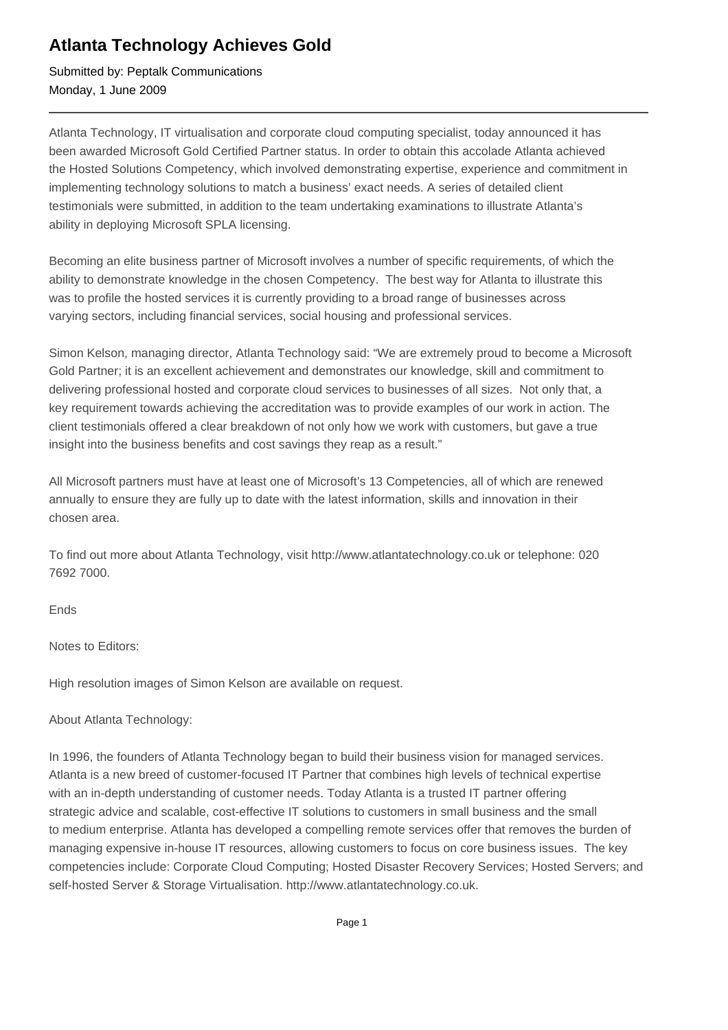# Atlanta Technology Achieves Gold

Submitted by: Peptalk Communications
Monday, 1 June 2009

---

Atlanta Technology, IT virtualisation and corporate cloud computing specialist, today announced it has been awarded Microsoft Gold Certified Partner status. In order to obtain this accolade Atlanta achieved the Hosted Solutions Competency, which involved demonstrating expertise, experience and commitment in implementing technology solutions to match a business' exact needs. A series of detailed client testimonials were submitted, in addition to the team undertaking examinations to illustrate Atlanta's ability in deploying Microsoft SPLA licensing.

Becoming an elite business partner of Microsoft involves a number of specific requirements, of which the ability to demonstrate knowledge in the chosen Competency. The best way for Atlanta to illustrate this was to profile the hosted services it is currently providing to a broad range of businesses across varying sectors, including financial services, social housing and professional services.

Simon Kelson, managing director, Atlanta Technology said: "We are extremely proud to become a Microsoft Gold Partner; it is an excellent achievement and demonstrates our knowledge, skill and commitment to delivering professional hosted and corporate cloud services to businesses of all sizes. Not only that, a key requirement towards achieving the accreditation was to provide examples of our work in action. The client testimonials offered a clear breakdown of not only how we work with customers, but gave a true insight into the business benefits and cost savings they reap as a result."

All Microsoft partners must have at least one of Microsoft's 13 Competencies, all of which are renewed annually to ensure they are fully up to date with the latest information, skills and innovation in their chosen area.

To find out more about Atlanta Technology, visit http://www.atlantatechnology.co.uk or telephone: 020 7692 7000.

Ends

Notes to Editors:

High resolution images of Simon Kelson are available on request.

About Atlanta Technology:

In 1996, the founders of Atlanta Technology began to build their business vision for managed services. Atlanta is a new breed of customer-focused IT Partner that combines high levels of technical expertise with an in-depth understanding of customer needs. Today Atlanta is a trusted IT partner offering strategic advice and scalable, cost-effective IT solutions to customers in small business and the small to medium enterprise. Atlanta has developed a compelling remote services offer that removes the burden of managing expensive in-house IT resources, allowing customers to focus on core business issues. The key competencies include: Corporate Cloud Computing; Hosted Disaster Recovery Services; Hosted Servers; and self-hosted Server & Storage Virtualisation. http://www.atlantatechnology.co.uk.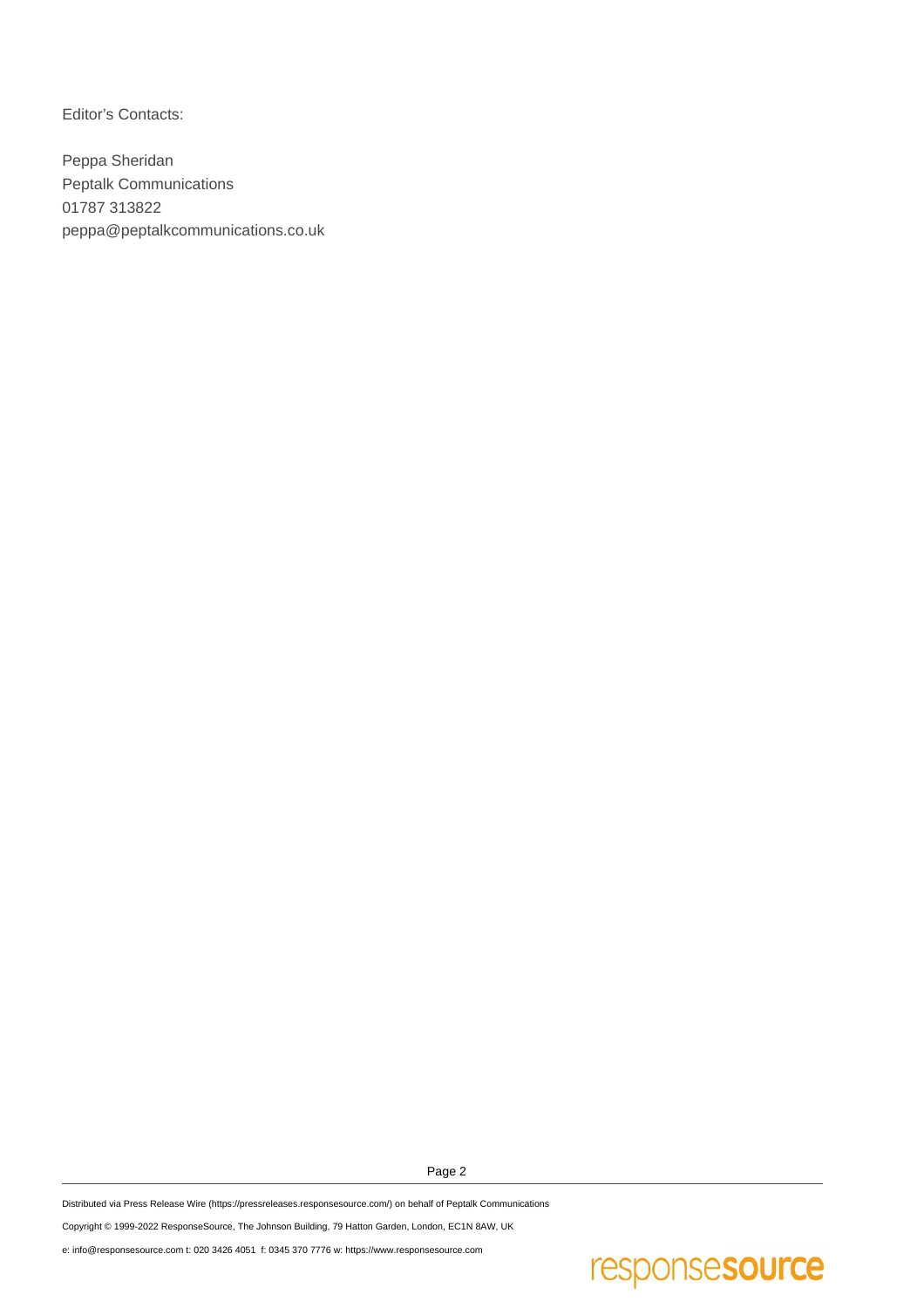Editor's Contacts:

Peppa Sheridan
Peptalk Communications
01787 313822
peppa@peptalkcommunications.co.uk